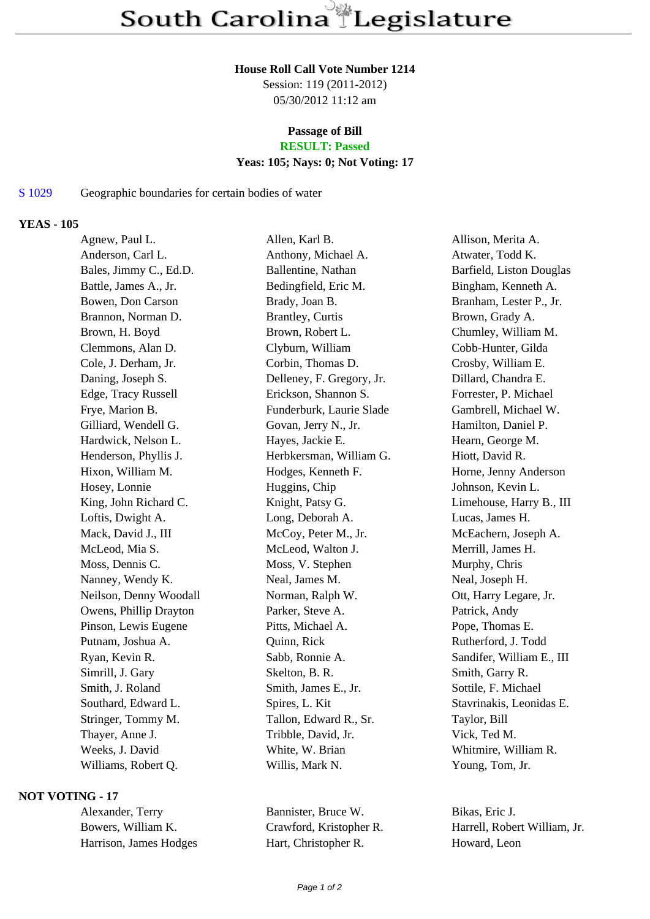# South Carolina Legislature

**House Roll Call Vote Number 1214**
Session: 119 (2011-2012)
05/30/2012 11:12 am

**Passage of Bill**
**RESULT: Passed**
**Yeas: 105; Nays: 0; Not Voting: 17**

S 1029 Geographic boundaries for certain bodies of water

## YEAS - 105

| | | |
|---|---|---|
| Agnew, Paul L. | Allen, Karl B. | Allison, Merita A. |
| Anderson, Carl L. | Anthony, Michael A. | Atwater, Todd K. |
| Bales, Jimmy C., Ed.D. | Ballentine, Nathan | Barfield, Liston Douglas |
| Battle, James A., Jr. | Bedingfield, Eric M. | Bingham, Kenneth A. |
| Bowen, Don Carson | Brady, Joan B. | Branham, Lester P., Jr. |
| Brannon, Norman D. | Brantley, Curtis | Brown, Grady A. |
| Brown, H. Boyd | Brown, Robert L. | Chumley, William M. |
| Clemmons, Alan D. | Clyburn, William | Cobb-Hunter, Gilda |
| Cole, J. Derham, Jr. | Corbin, Thomas D. | Crosby, William E. |
| Daning, Joseph S. | Delleney, F. Gregory, Jr. | Dillard, Chandra E. |
| Edge, Tracy Russell | Erickson, Shannon S. | Forrester, P. Michael |
| Frye, Marion B. | Funderburk, Laurie Slade | Gambrell, Michael W. |
| Gilliard, Wendell G. | Govan, Jerry N., Jr. | Hamilton, Daniel P. |
| Hardwick, Nelson L. | Hayes, Jackie E. | Hearn, George M. |
| Henderson, Phyllis J. | Herbkersman, William G. | Hiott, David R. |
| Hixon, William M. | Hodges, Kenneth F. | Horne, Jenny Anderson |
| Hosey, Lonnie | Huggins, Chip | Johnson, Kevin L. |
| King, John Richard C. | Knight, Patsy G. | Limehouse, Harry B., III |
| Loftis, Dwight A. | Long, Deborah A. | Lucas, James H. |
| Mack, David J., III | McCoy, Peter M., Jr. | McEachern, Joseph A. |
| McLeod, Mia S. | McLeod, Walton J. | Merrill, James H. |
| Moss, Dennis C. | Moss, V. Stephen | Murphy, Chris |
| Nanney, Wendy K. | Neal, James M. | Neal, Joseph H. |
| Neilson, Denny Woodall | Norman, Ralph W. | Ott, Harry Legare, Jr. |
| Owens, Phillip Drayton | Parker, Steve A. | Patrick, Andy |
| Pinson, Lewis Eugene | Pitts, Michael A. | Pope, Thomas E. |
| Putnam, Joshua A. | Quinn, Rick | Rutherford, J. Todd |
| Ryan, Kevin R. | Sabb, Ronnie A. | Sandifer, William E., III |
| Simrill, J. Gary | Skelton, B. R. | Smith, Garry R. |
| Smith, J. Roland | Smith, James E., Jr. | Sottile, F. Michael |
| Southard, Edward L. | Spires, L. Kit | Stavrinakis, Leonidas E. |
| Stringer, Tommy M. | Tallon, Edward R., Sr. | Taylor, Bill |
| Thayer, Anne J. | Tribble, David, Jr. | Vick, Ted M. |
| Weeks, J. David | White, W. Brian | Whitmire, William R. |
| Williams, Robert Q. | Willis, Mark N. | Young, Tom, Jr. |

## NOT VOTING - 17

| | | |
|---|---|---|
| Alexander, Terry | Bannister, Bruce W. | Bikas, Eric J. |
| Bowers, William K. | Crawford, Kristopher R. | Harrell, Robert William, Jr. |
| Harrison, James Hodges | Hart, Christopher R. | Howard, Leon |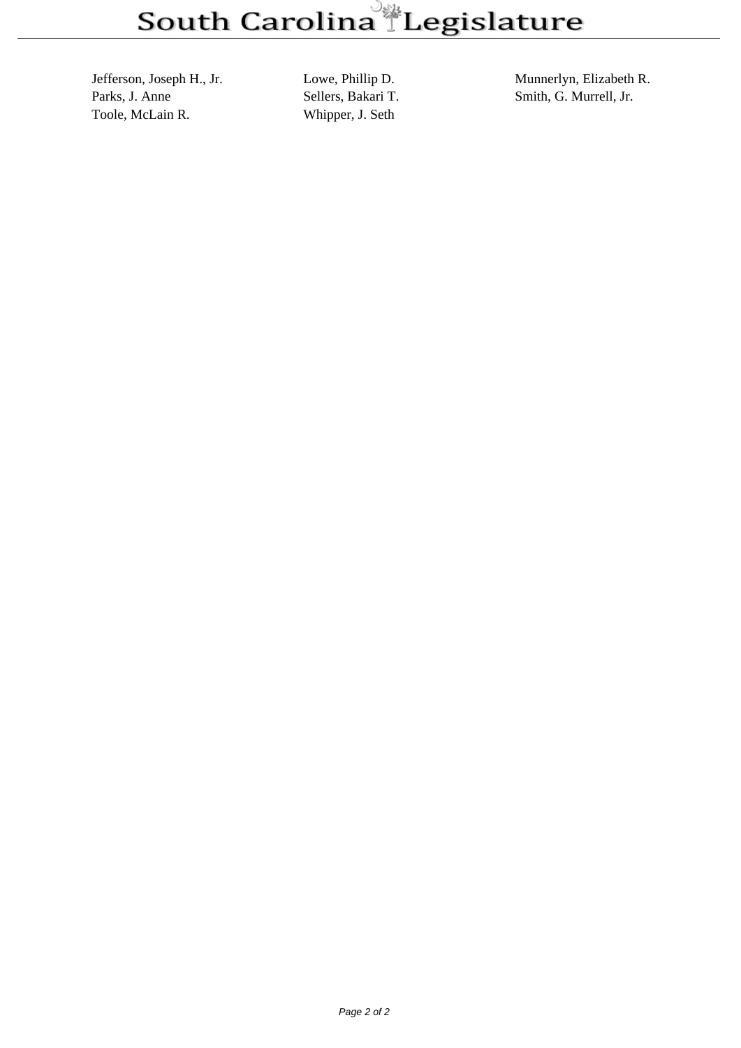Jefferson, Joseph H., Jr.
Lowe, Phillip D.
Munnerlyn, Elizabeth R.
Parks, J. Anne
Sellers, Bakari T.
Smith, G. Murrell, Jr.
Toole, McLain R.
Whipper, J. Seth